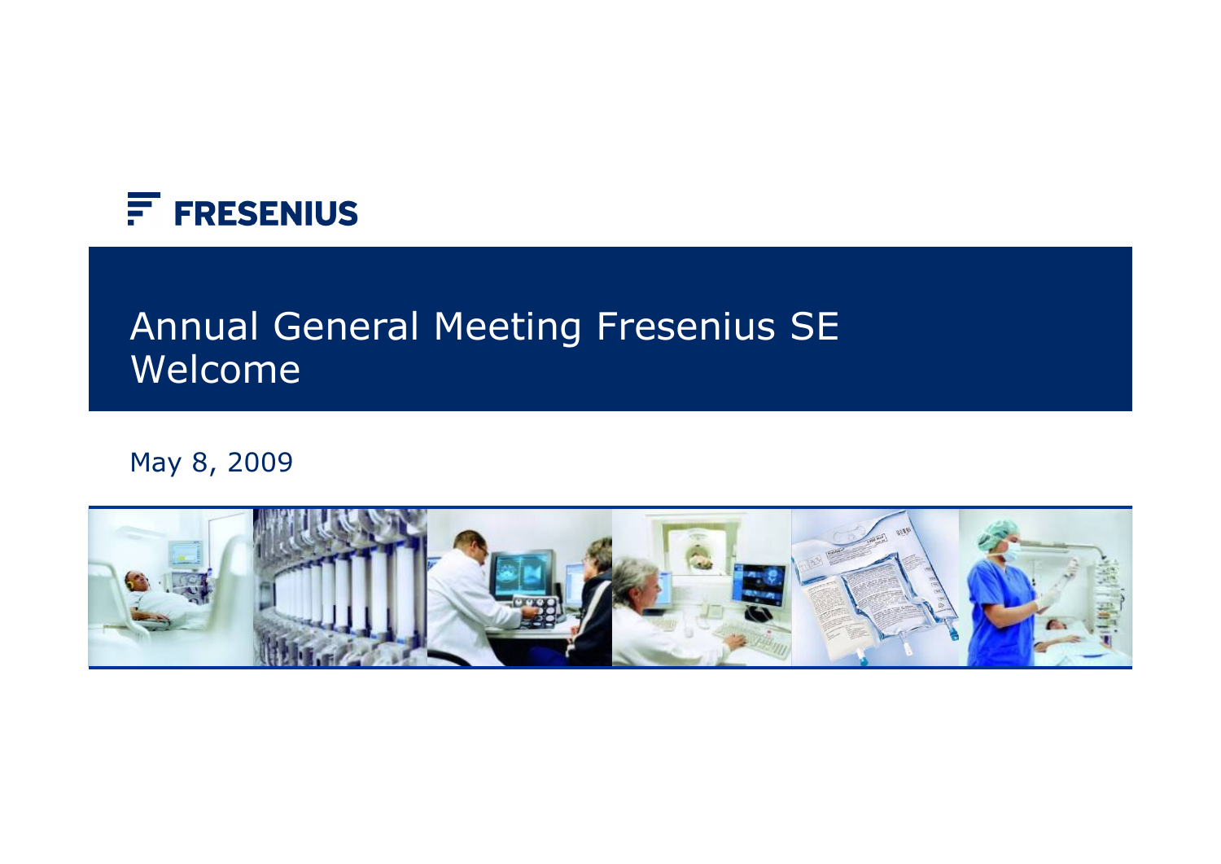FRESENIUS

# Annual General Meeting Fresenius SE
# Welcome

May 8, 2009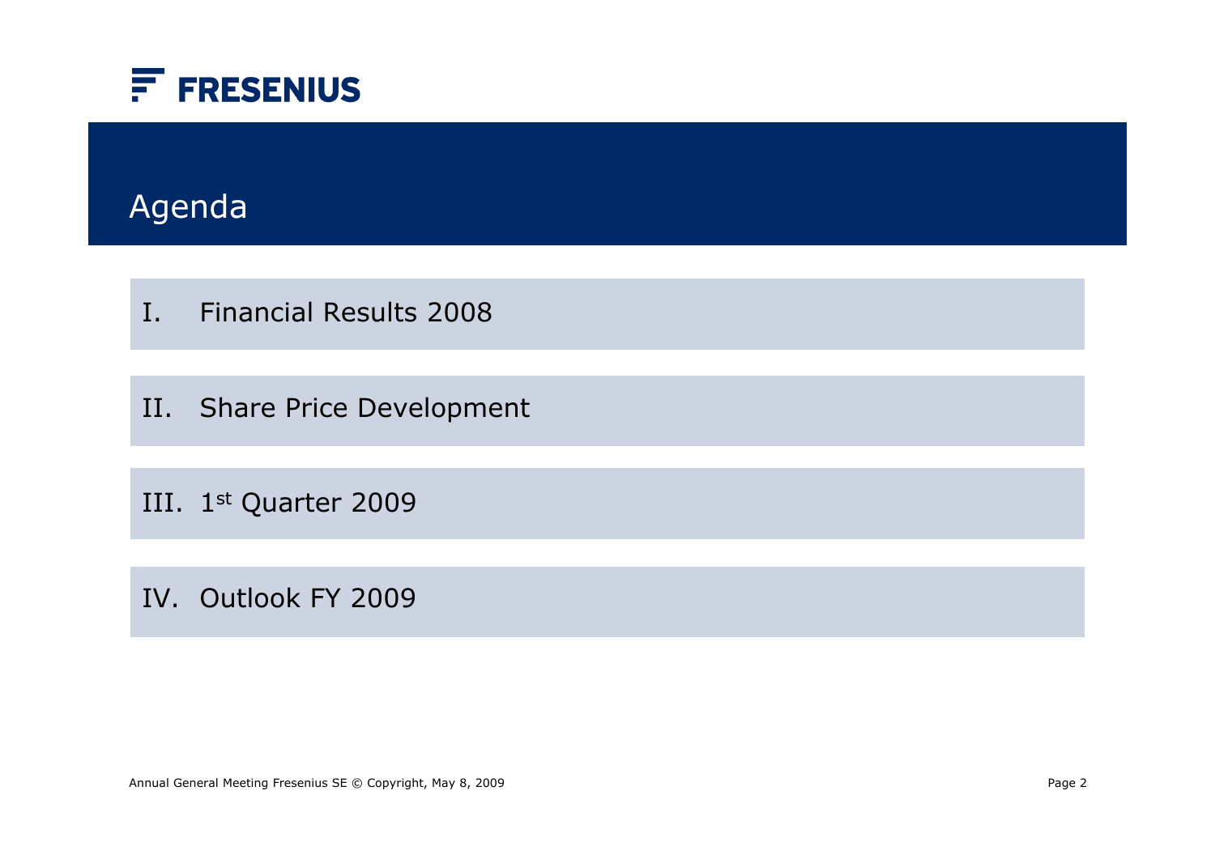# Agenda

I. Financial Results 2008

II. Share Price Development

III. 1st Quarter 2009

IV. Outlook FY 2009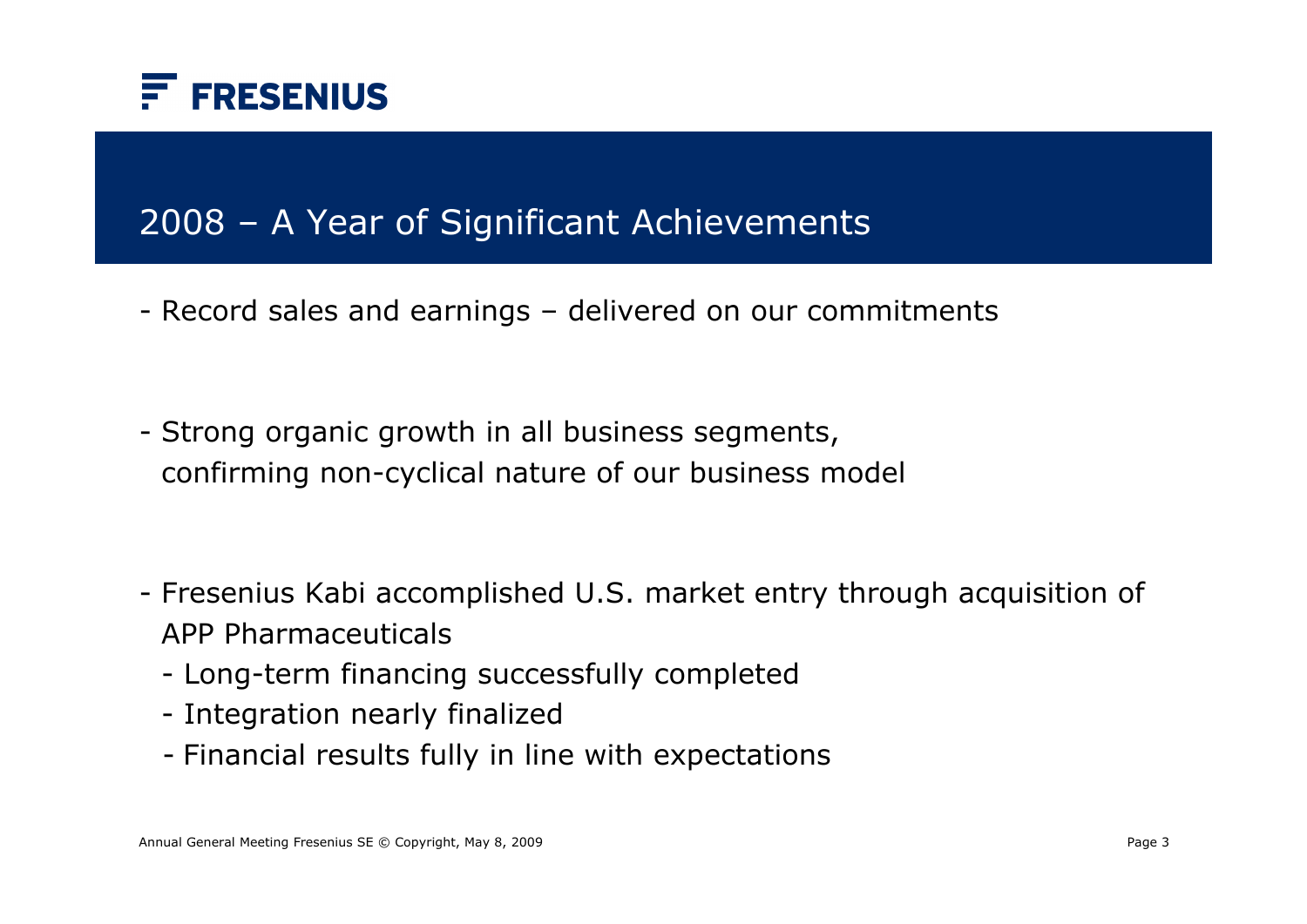# 2008 – A Year of Significant Achievements

- Record sales and earnings – delivered on our commitments

- Strong organic growth in all business segments, confirming non-cyclical nature of our business model

- Fresenius Kabi accomplished U.S. market entry through acquisition of APP Pharmaceuticals
  - Long-term financing successfully completed
  - Integration nearly finalized
  - Financial results fully in line with expectations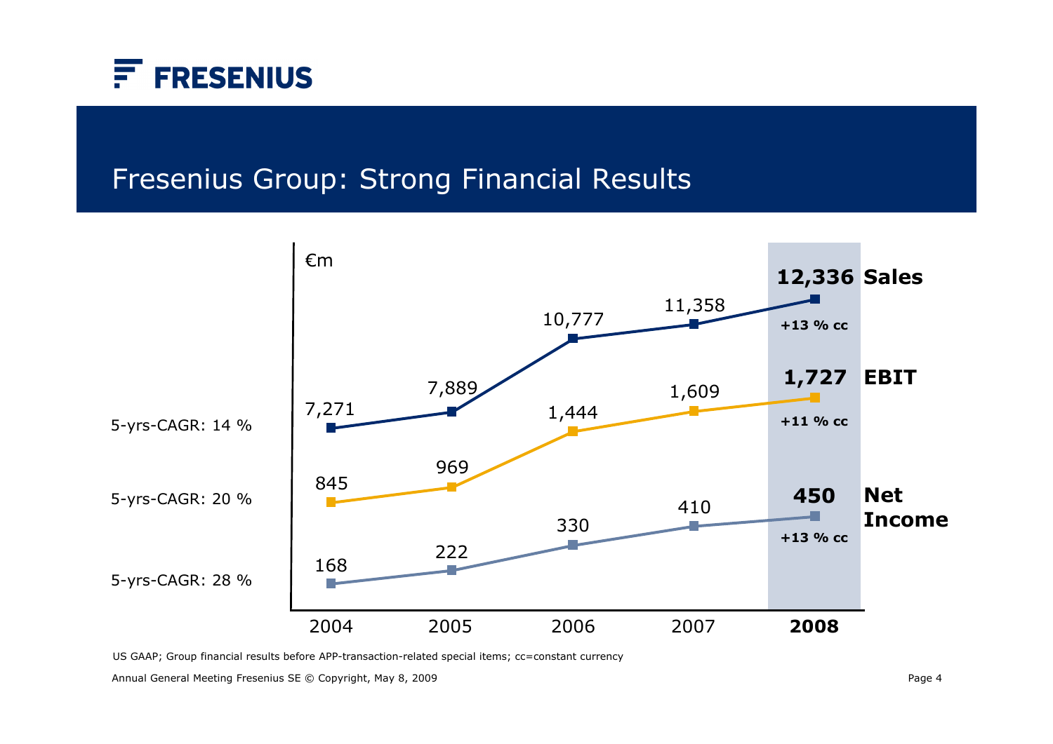# Fresenius Group: Strong Financial Results

€m

| | 2004 | 2005 | 2006 | 2007 | **2008** | |
|---|---|---|---|---|---|---|
| **Sales** (5-yrs-CAGR: 14 %) | 7,271 | 7,889 | 10,777 | 11,358 | **12,336** | **+13 % cc** |
| **EBIT** (5-yrs-CAGR: 20 %) | 845 | 969 | 1,444 | 1,609 | **1,727** | **+11 % cc** |
| **Net Income** (5-yrs-CAGR: 28 %) | 168 | 222 | 330 | 410 | **450** | **+13 % cc** |

US GAAP; Group financial results before APP-transaction-related special items; cc=constant currency

Annual General Meeting Fresenius SE © Copyright, May 8, 2009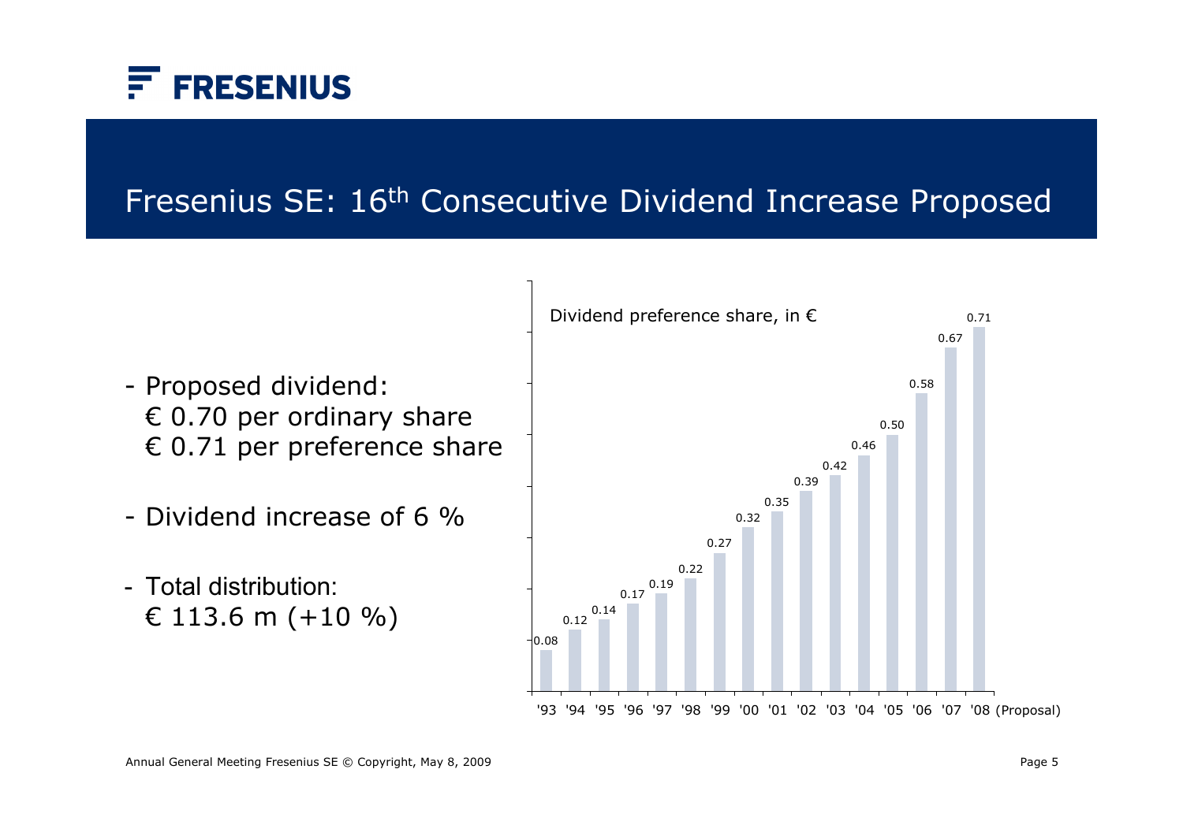# Fresenius SE: 16th Consecutive Dividend Increase Proposed

- Proposed dividend:
  € 0.70 per ordinary share
  € 0.71 per preference share
- Dividend increase of 6 %
- Total distribution:
  € 113.6 m (+10 %)

Dividend preference share, in €

| Year | Dividend (€) |
|---|---|
| '93 | 0.08 |
| '94 | 0.12 |
| '95 | 0.14 |
| '96 | 0.17 |
| '97 | 0.19 |
| '98 | 0.22 |
| '99 | 0.27 |
| '00 | 0.32 |
| '01 | 0.35 |
| '02 | 0.39 |
| '03 | 0.42 |
| '04 | 0.46 |
| '05 | 0.50 |
| '06 | 0.58 |
| '07 | 0.67 |
| '08 (Proposal) | 0.71 |

Annual General Meeting Fresenius SE © Copyright, May 8, 2009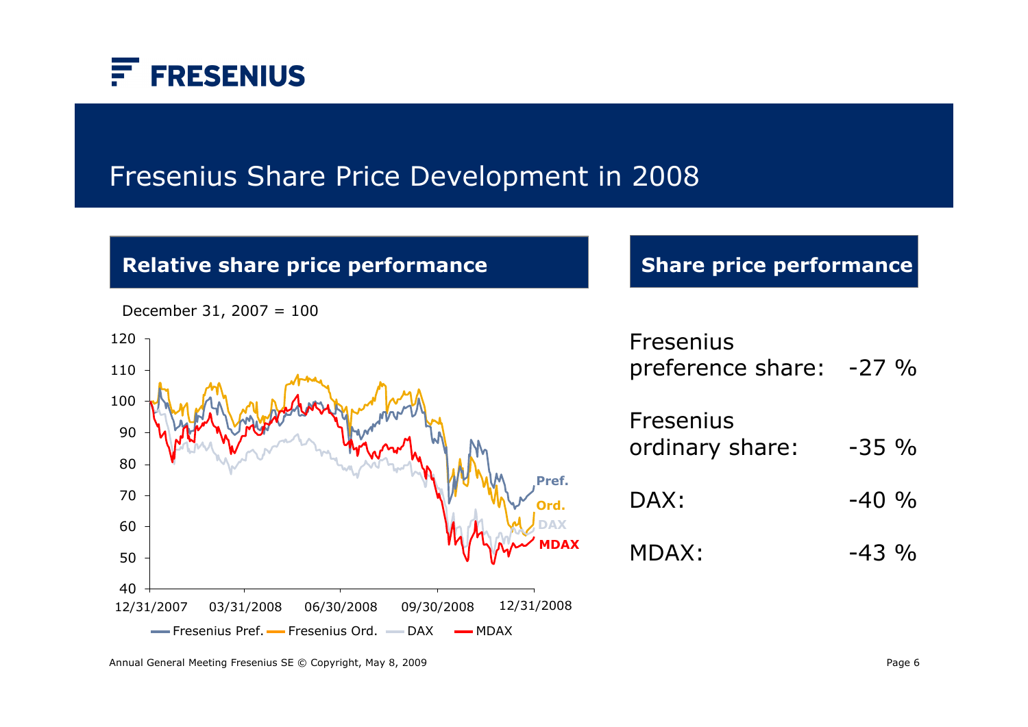# Fresenius Share Price Development in 2008

## Relative share price performance

December 31, 2007 = 100

Fresenius Pref. | Fresenius Ord. | DAX | MDAX

## Share price performance

| | |
|---|---|
| Fresenius preference share: | -27 % |
| Fresenius ordinary share: | -35 % |
| DAX: | -40 % |
| MDAX: | -43 % |

Annual General Meeting Fresenius SE © Copyright, May 8, 2009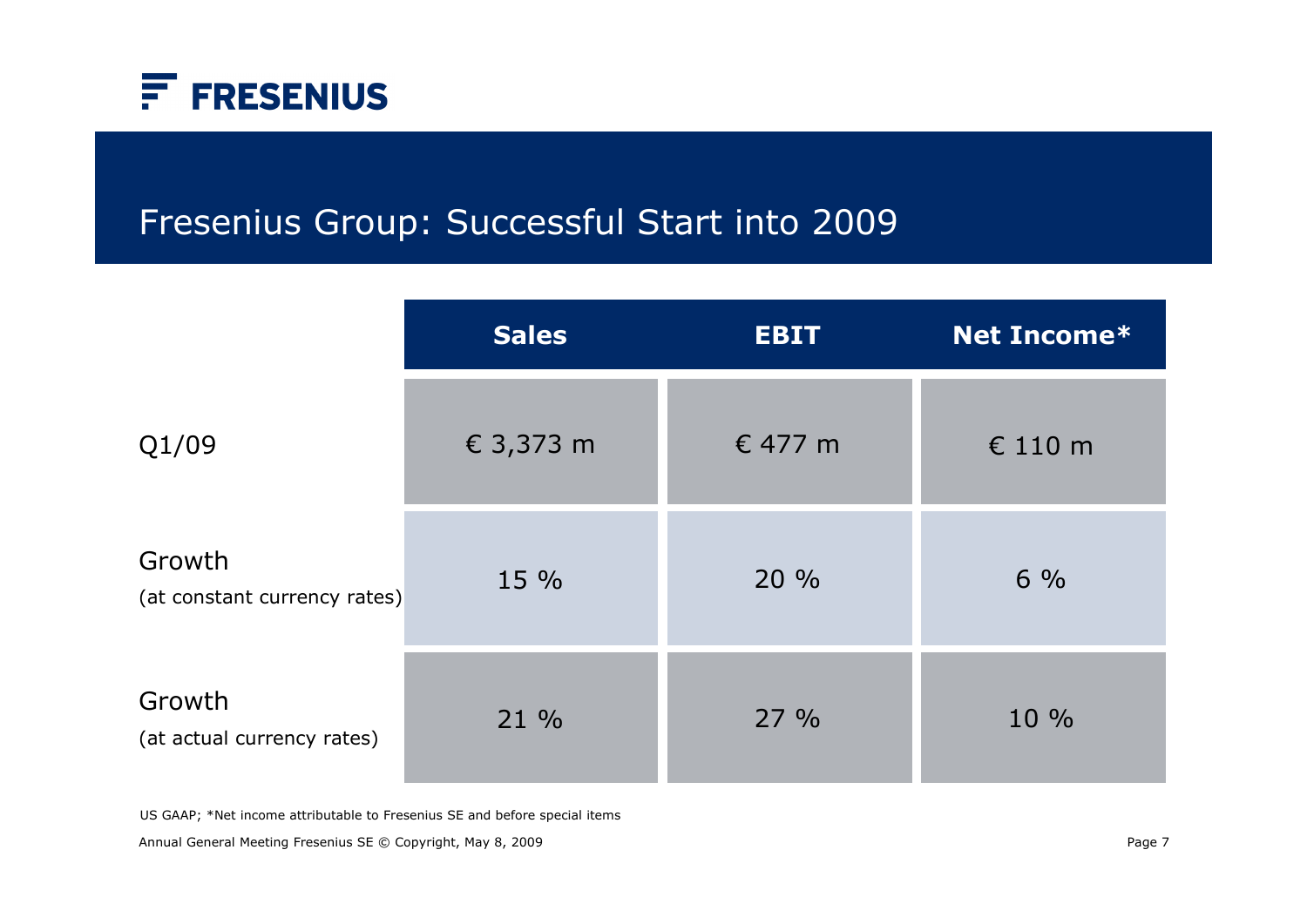# Fresenius Group: Successful Start into 2009

| | Sales | EBIT | Net Income* |
|---|---|---|---|
| Q1/09 | € 3,373 m | € 477 m | € 110 m |
| Growth (at constant currency rates) | 15 % | 20 % | 6 % |
| Growth (at actual currency rates) | 21 % | 27 % | 10 % |

US GAAP; *Net income attributable to Fresenius SE and before special items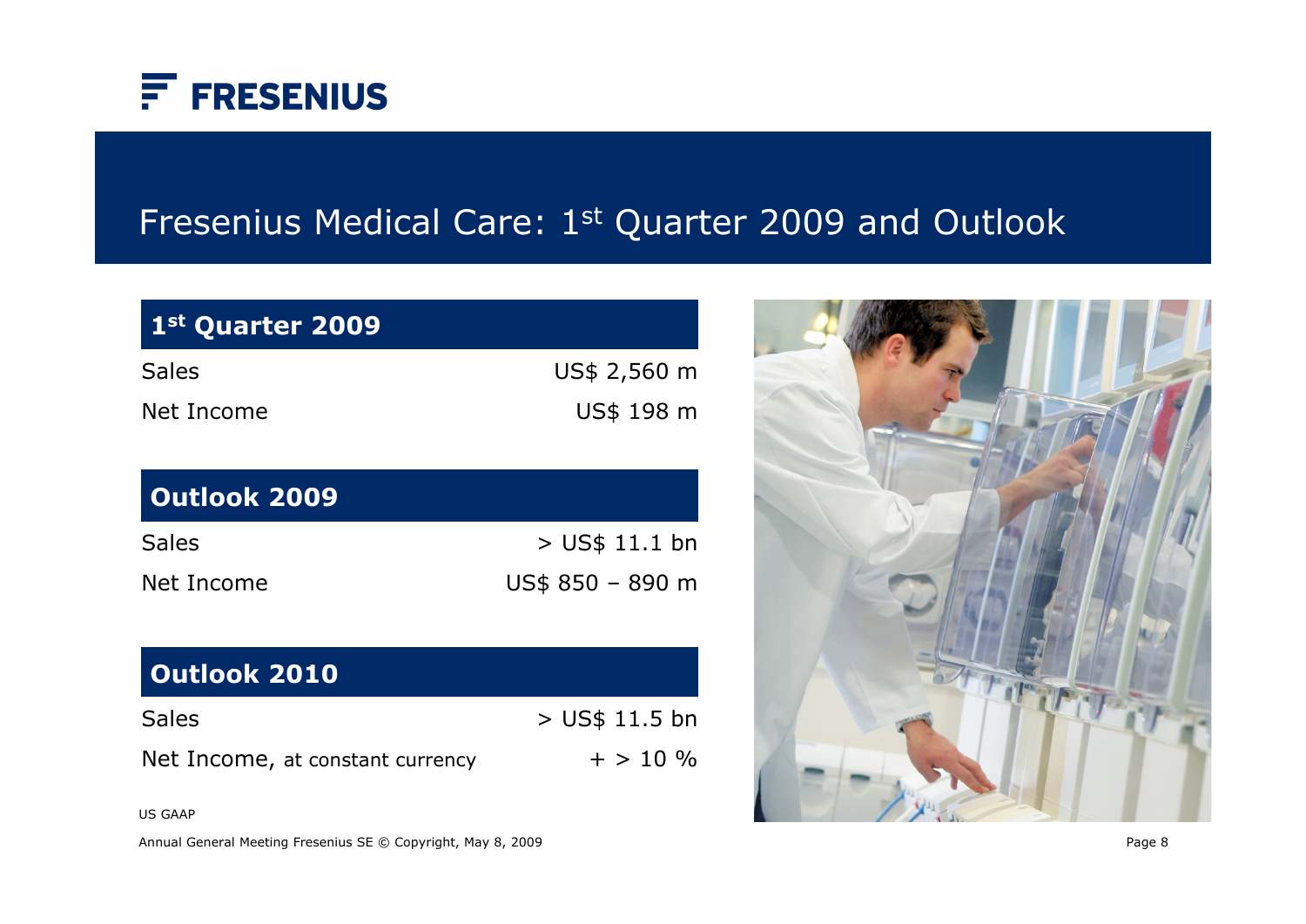# Fresenius Medical Care: 1st Quarter 2009 and Outlook

| 1st Quarter 2009 | |
|---|---|
| Sales | US$ 2,560 m |
| Net Income | US$ 198 m |

| Outlook 2009 | |
|---|---|
| Sales | > US$ 11.1 bn |
| Net Income | US$ 850 – 890 m |

| Outlook 2010 | |
|---|---|
| Sales | > US$ 11.5 bn |
| Net Income, at constant currency | + > 10 % |

US GAAP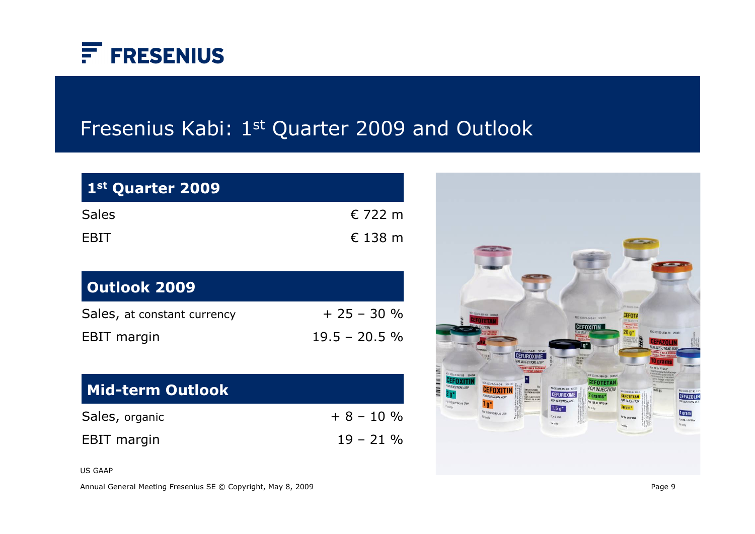# Fresenius Kabi: 1st Quarter 2009 and Outlook

| 1st Quarter 2009 | |
|---|---|
| Sales | € 722 m |
| EBIT | € 138 m |

| Outlook 2009 | |
|---|---|
| Sales, at constant currency | + 25 – 30 % |
| EBIT margin | 19.5 – 20.5 % |

| Mid-term Outlook | |
|---|---|
| Sales, organic | + 8 – 10 % |
| EBIT margin | 19 – 21 % |

US GAAP

Annual General Meeting Fresenius SE © Copyright, May 8, 2009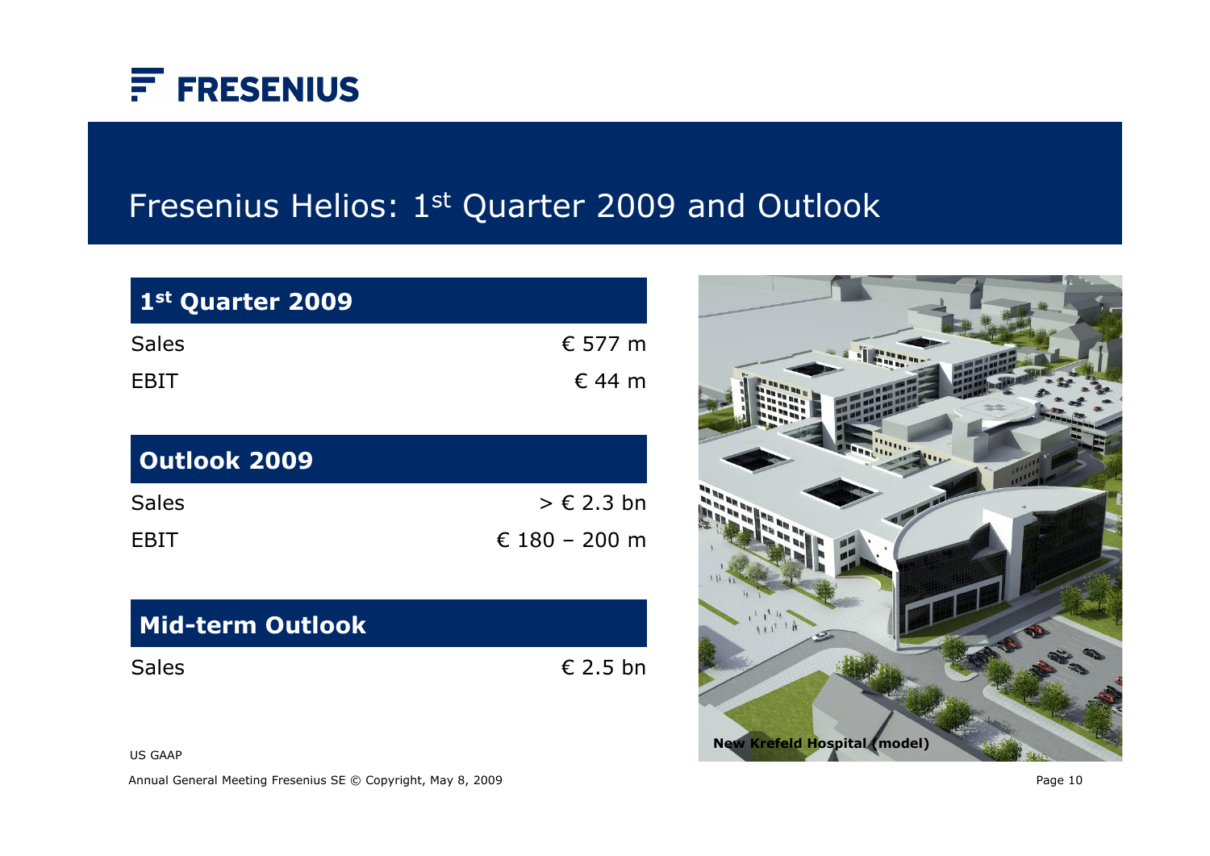# Fresenius Helios: 1st Quarter 2009 and Outlook

| 1st Quarter 2009 | |
|---|---|
| Sales | € 577 m |
| EBIT | € 44 m |

| Outlook 2009 | |
|---|---|
| Sales | > € 2.3 bn |
| EBIT | € 180 – 200 m |

| Mid-term Outlook | |
|---|---|
| Sales | € 2.5 bn |

**New Krefeld Hospital (model)**

US GAAP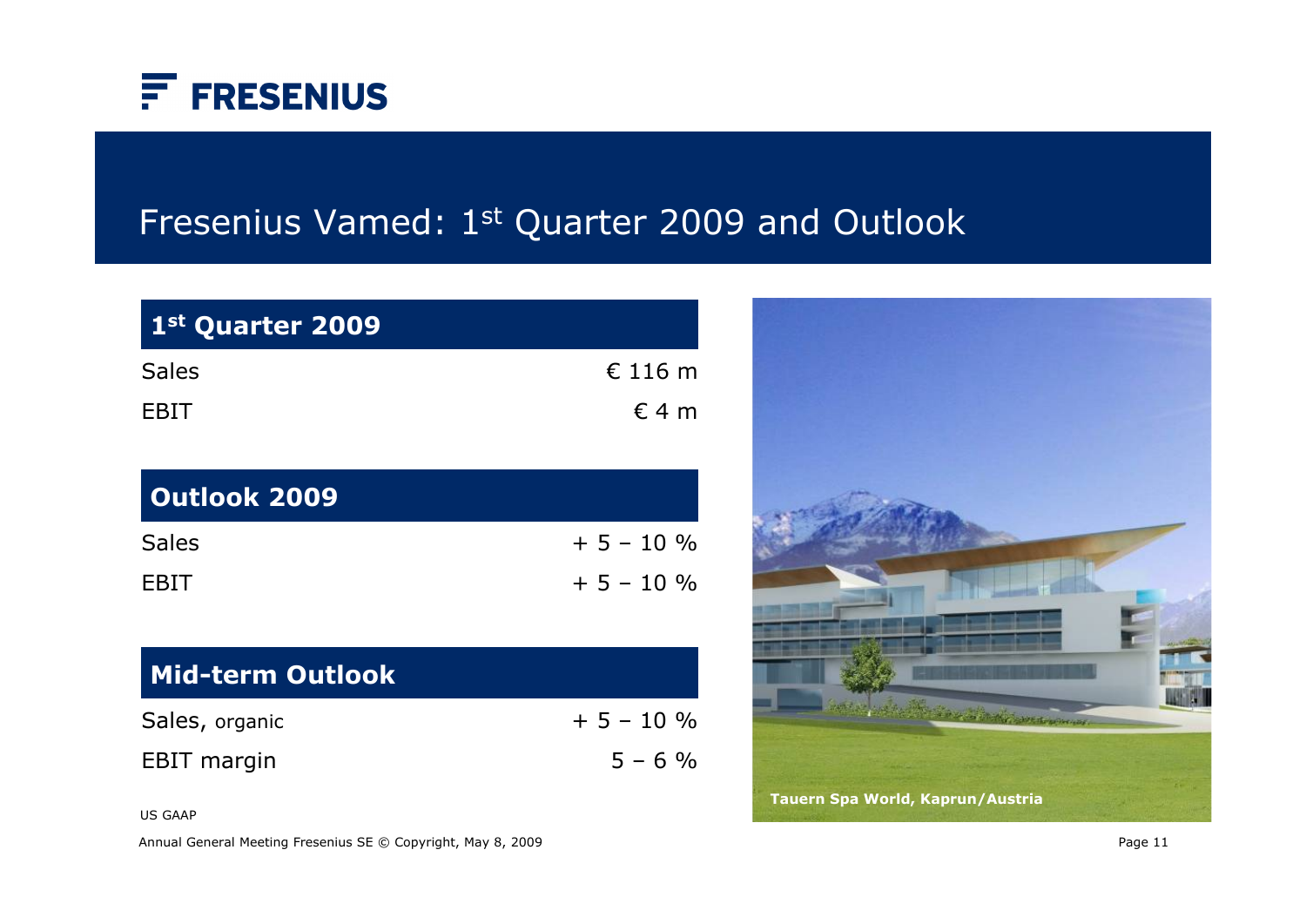# Fresenius Vamed: 1st Quarter 2009 and Outlook

| 1st Quarter 2009 | |
|---|---|
| Sales | € 116 m |
| EBIT | € 4 m |

| Outlook 2009 | |
|---|---|
| Sales | + 5 – 10 % |
| EBIT | + 5 – 10 % |

| Mid-term Outlook | |
|---|---|
| Sales, organic | + 5 – 10 % |
| EBIT margin | 5 – 6 % |

US GAAP

Tauern Spa World, Kaprun/Austria

Annual General Meeting Fresenius SE © Copyright, May 8, 2009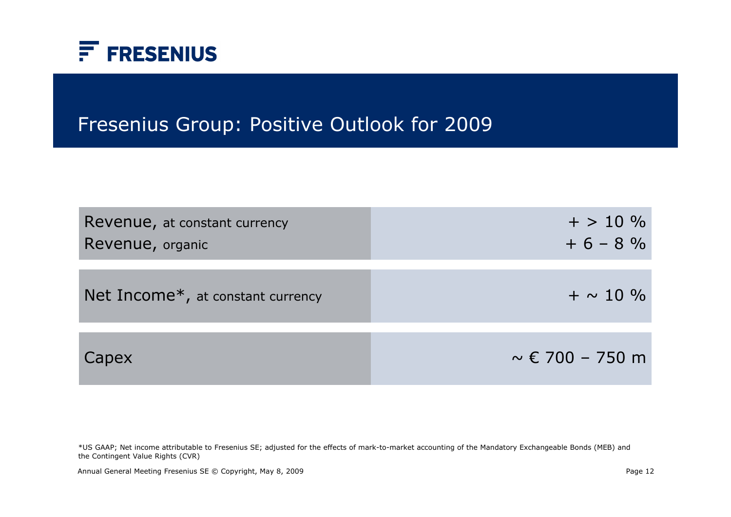# Fresenius Group: Positive Outlook for 2009

| | |
|---|---|
| Revenue, at constant currency<br>Revenue, organic | + > 10 %<br>+ 6 – 8 % |
| Net Income*, at constant currency | + ~ 10 % |
| Capex | ~ € 700 – 750 m |

*US GAAP; Net income attributable to Fresenius SE; adjusted for the effects of mark-to-market accounting of the Mandatory Exchangeable Bonds (MEB) and the Contingent Value Rights (CVR)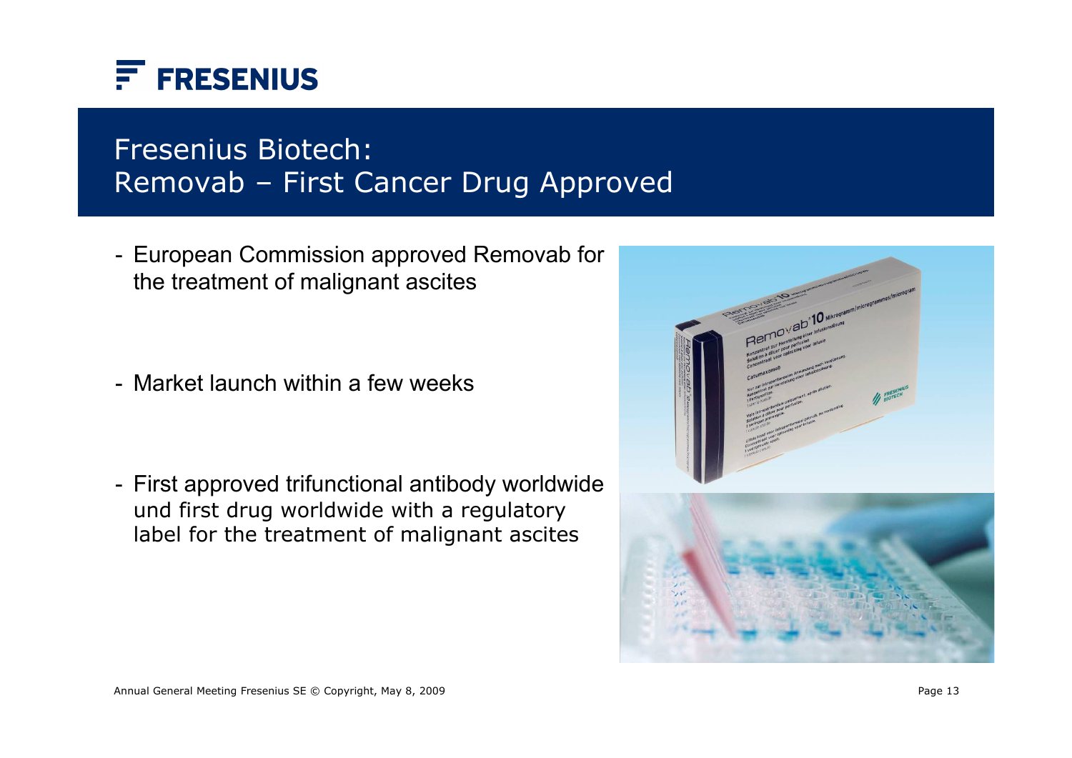# Fresenius Biotech: Removab – First Cancer Drug Approved

- European Commission approved Removab for the treatment of malignant ascites

- Market launch within a few weeks

- First approved trifunctional antibody worldwide und first drug worldwide with a regulatory label for the treatment of malignant ascites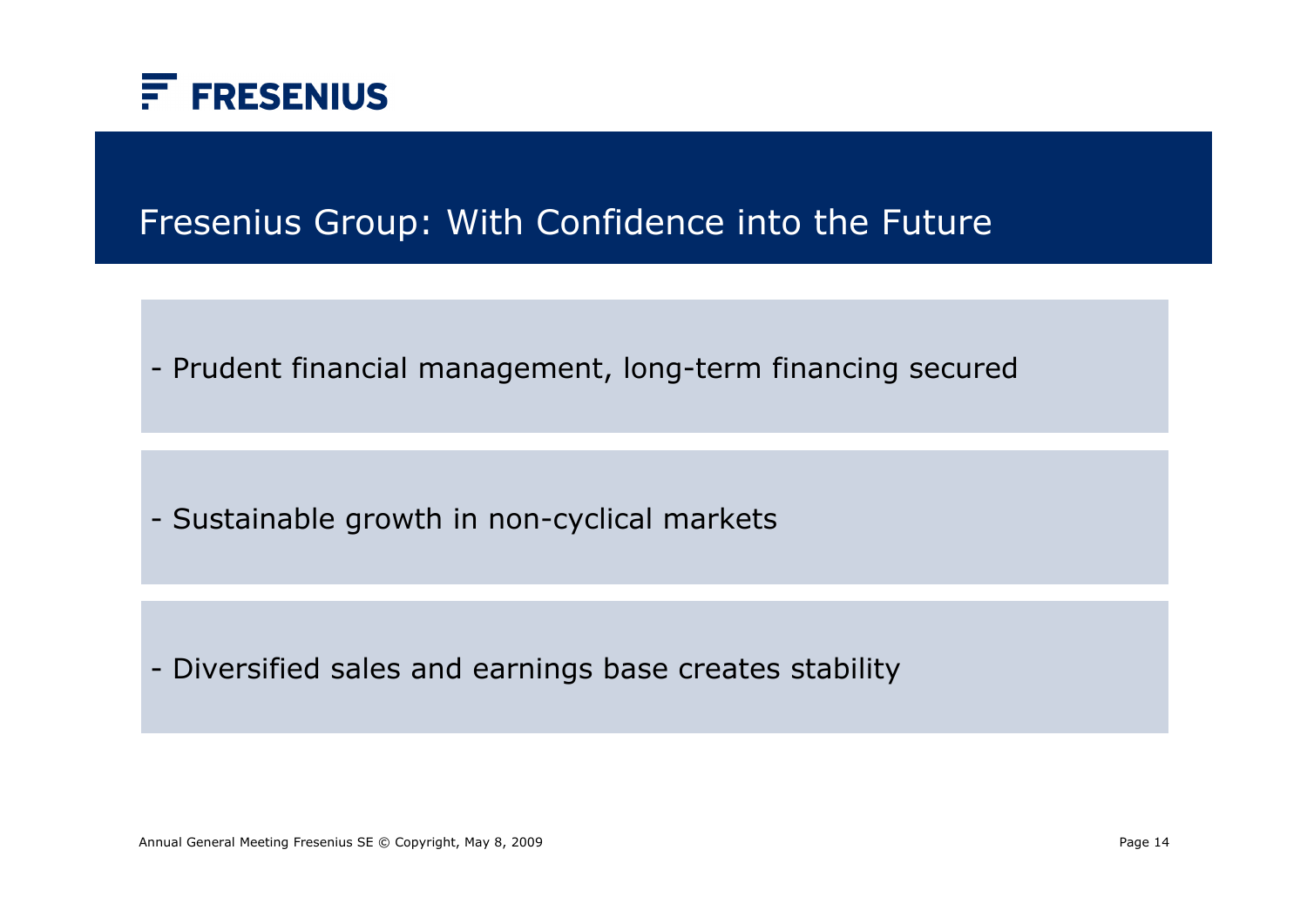# Fresenius Group: With Confidence into the Future

- Prudent financial management, long-term financing secured

- Sustainable growth in non-cyclical markets

- Diversified sales and earnings base creates stability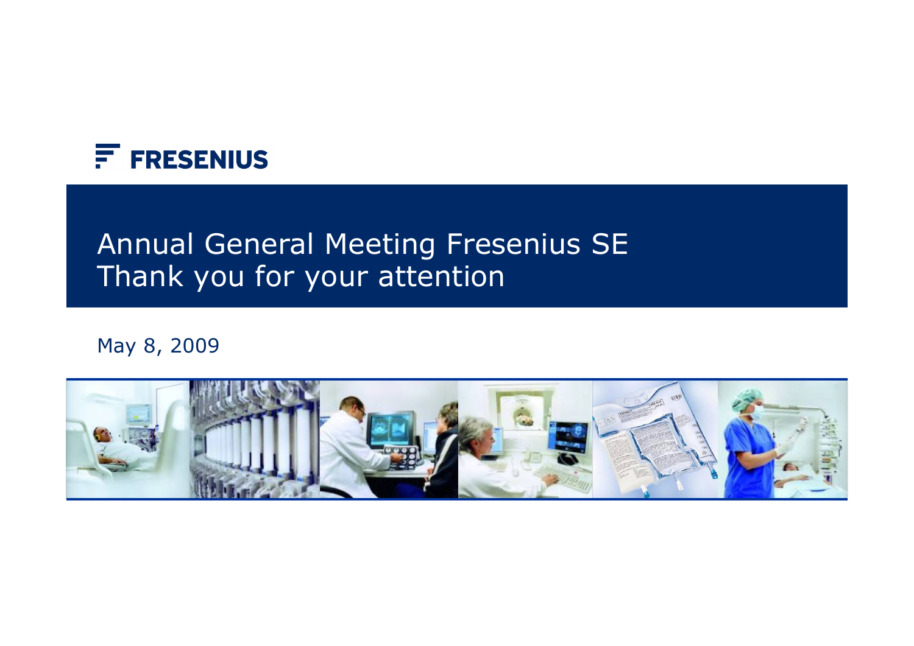FRESENIUS

# Annual General Meeting Fresenius SE
# Thank you for your attention

May 8, 2009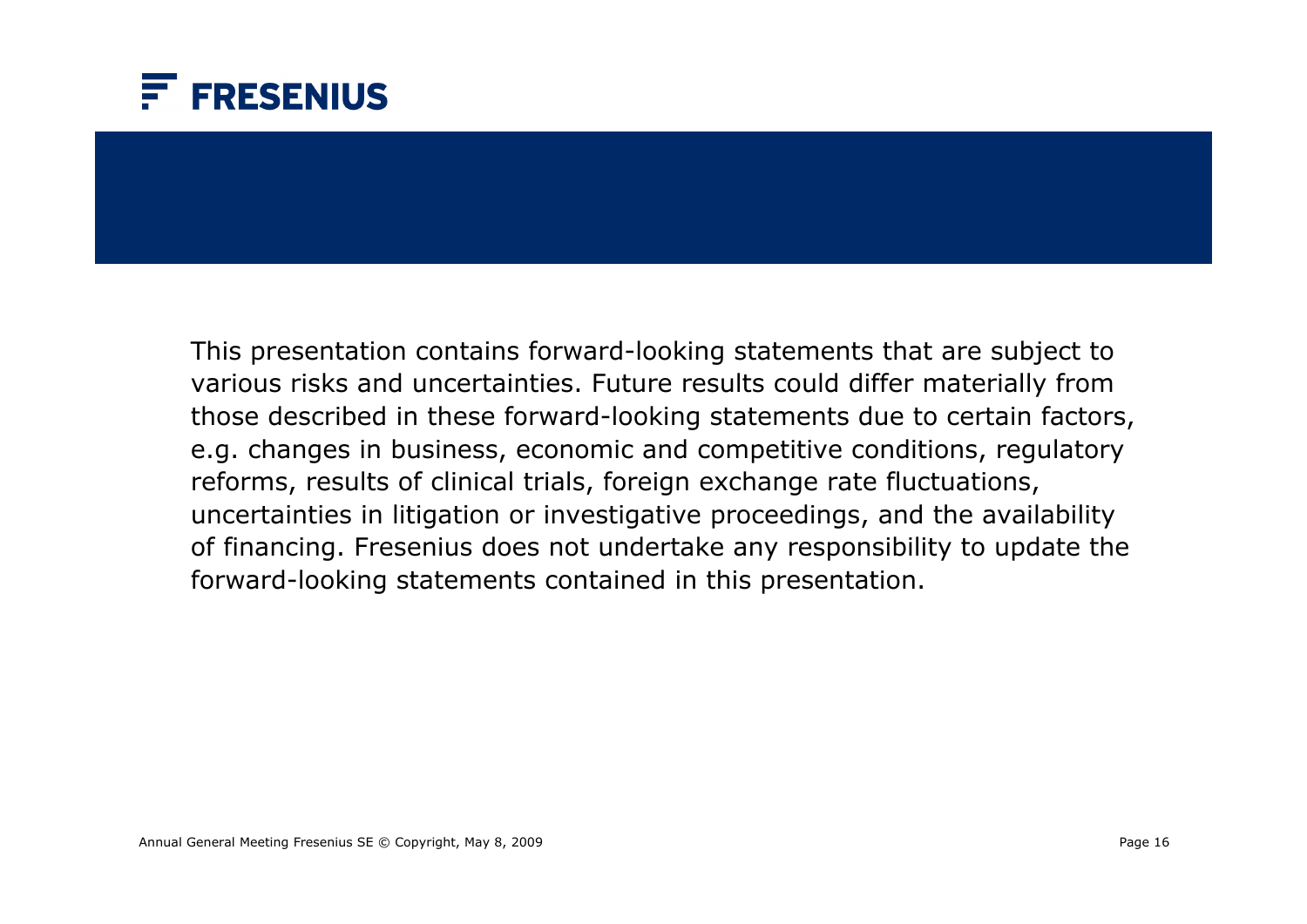This presentation contains forward-looking statements that are subject to various risks and uncertainties. Future results could differ materially from those described in these forward-looking statements due to certain factors, e.g. changes in business, economic and competitive conditions, regulatory reforms, results of clinical trials, foreign exchange rate fluctuations, uncertainties in litigation or investigative proceedings, and the availability of financing. Fresenius does not undertake any responsibility to update the forward-looking statements contained in this presentation.